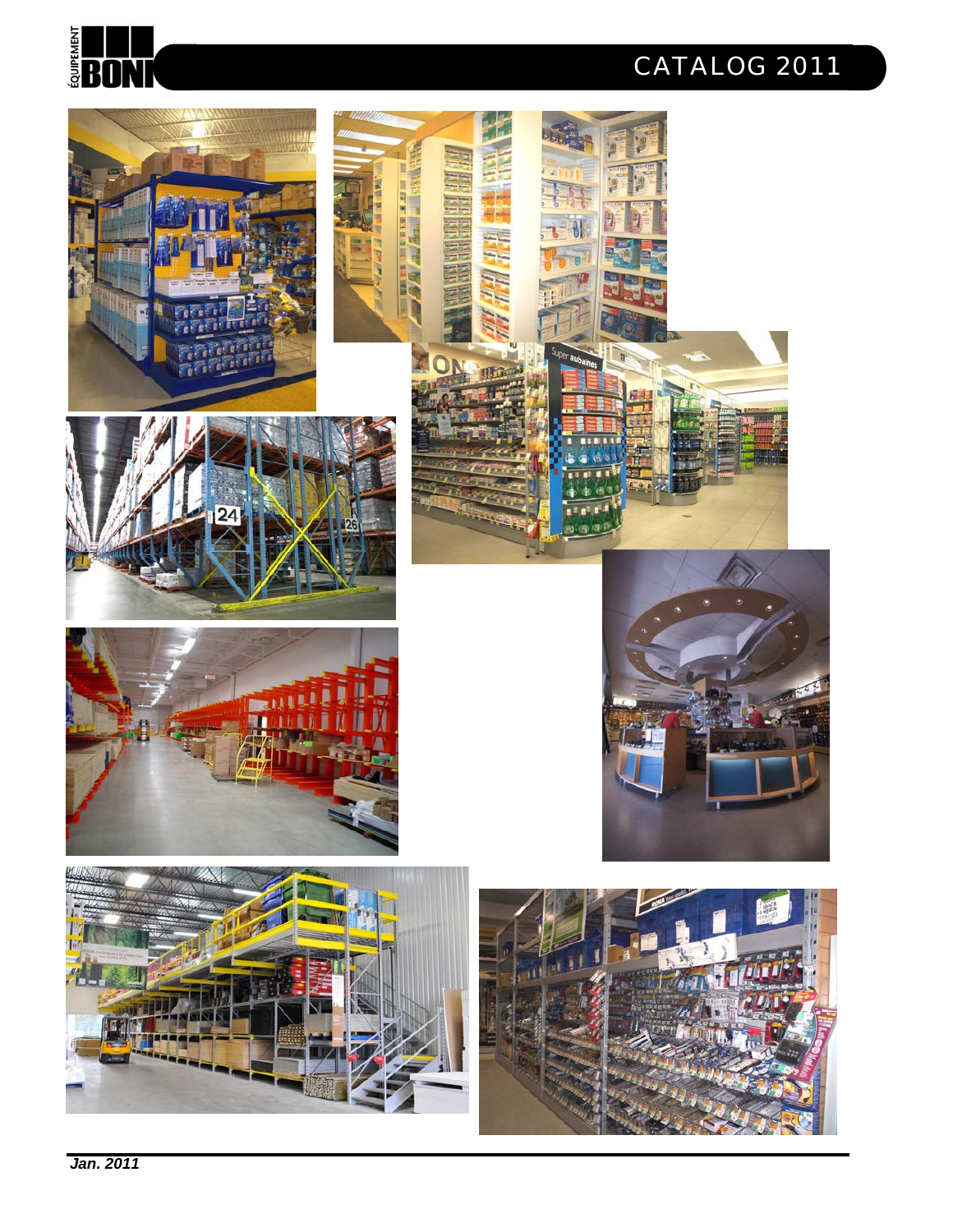# CATALOG 2011

*Jan. 2011*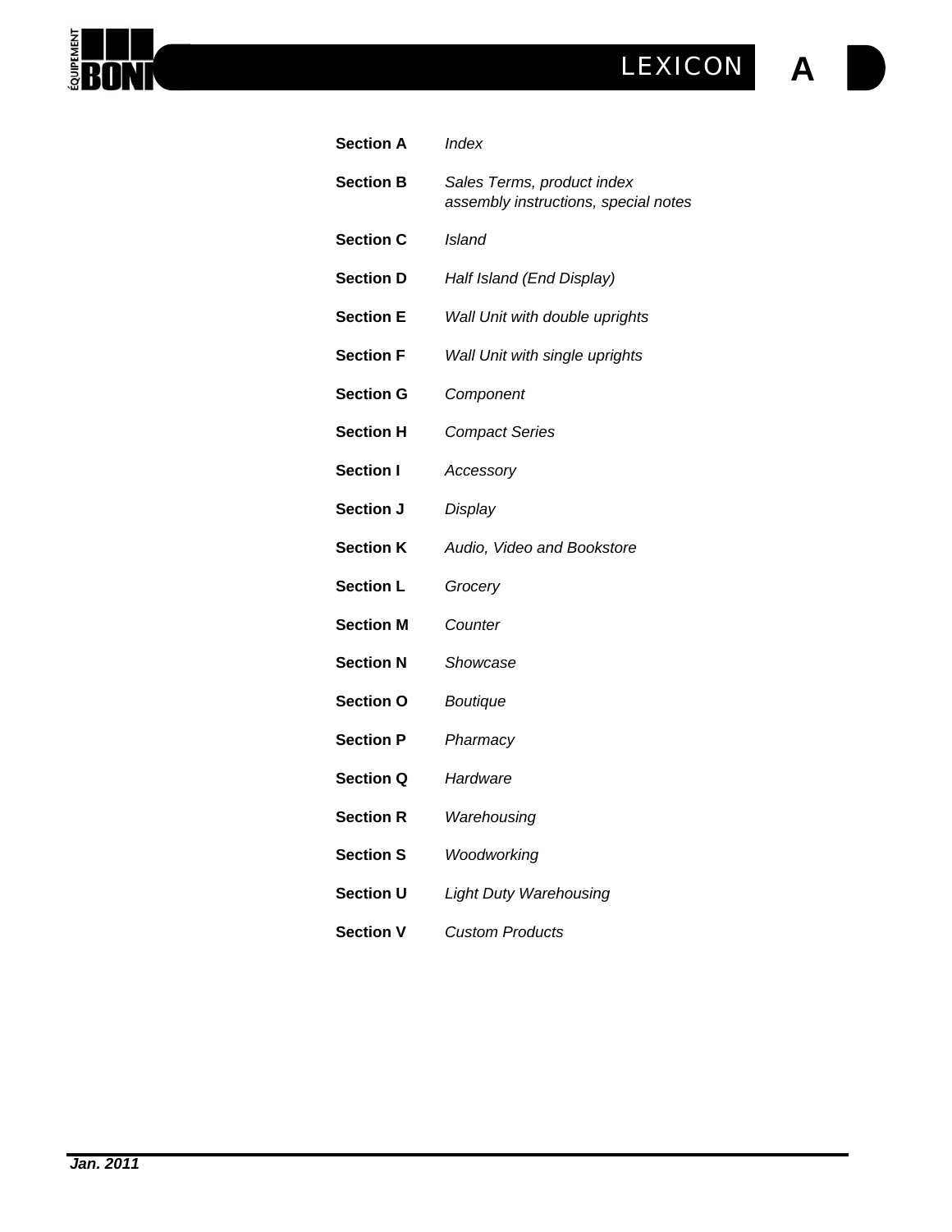# LEXICON A

| | |
|---|---|
| **Section A** | *Index* |
| **Section B** | *Sales Terms, product index assembly instructions, special notes* |
| **Section C** | *Island* |
| **Section D** | *Half Island (End Display)* |
| **Section E** | *Wall Unit with double uprights* |
| **Section F** | *Wall Unit with single uprights* |
| **Section G** | *Component* |
| **Section H** | *Compact Series* |
| **Section I** | *Accessory* |
| **Section J** | *Display* |
| **Section K** | *Audio, Video and Bookstore* |
| **Section L** | *Grocery* |
| **Section M** | *Counter* |
| **Section N** | *Showcase* |
| **Section O** | *Boutique* |
| **Section P** | *Pharmacy* |
| **Section Q** | *Hardware* |
| **Section R** | *Warehousing* |
| **Section S** | *Woodworking* |
| **Section U** | *Light Duty Warehousing* |
| **Section V** | *Custom Products* |

***Jan. 2011***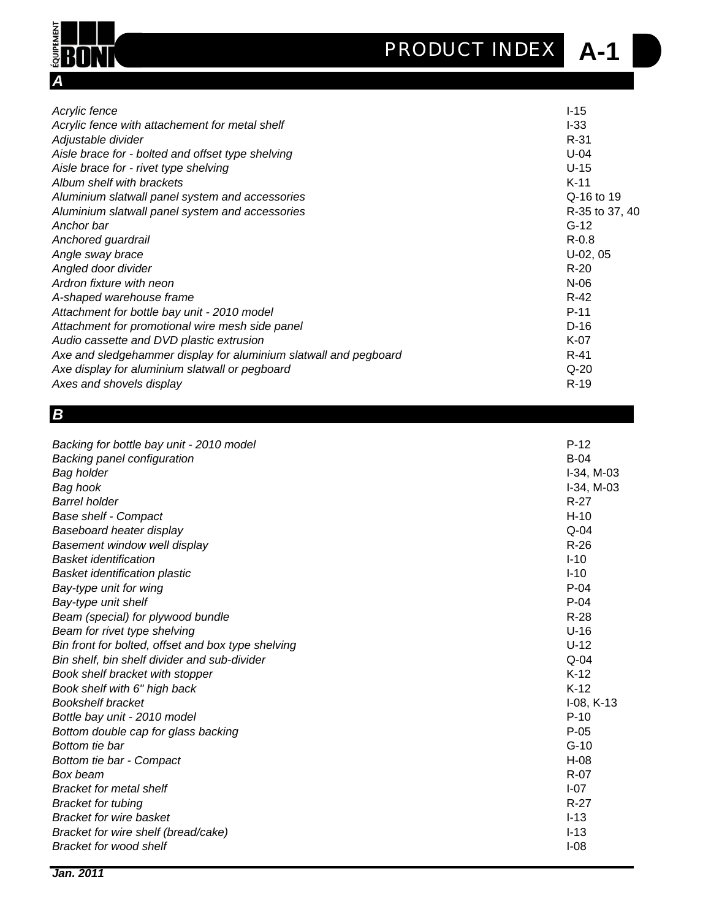# PRODUCT INDEX A-1

## *A*

| Product | Page |
|---|---|
| *Acrylic fence* | I-15 |
| *Acrylic fence with attachement for metal shelf* | I-33 |
| *Adjustable divider* | R-31 |
| *Aisle brace for - bolted and offset type shelving* | U-04 |
| *Aisle brace for - rivet type shelving* | U-15 |
| *Album shelf with brackets* | K-11 |
| *Aluminium slatwall panel system and accessories* | Q-16 to 19 |
| *Aluminium slatwall panel system and accessories* | R-35 to 37, 40 |
| *Anchor bar* | G-12 |
| *Anchored guardrail* | R-0.8 |
| *Angle sway brace* | U-02, 05 |
| *Angled door divider* | R-20 |
| *Ardron fixture with neon* | N-06 |
| *A-shaped warehouse frame* | R-42 |
| *Attachment for bottle bay unit - 2010 model* | P-11 |
| *Attachment for promotional wire mesh side panel* | D-16 |
| *Audio cassette and DVD plastic extrusion* | K-07 |
| *Axe and sledgehammer display for aluminium slatwall and pegboard* | R-41 |
| *Axe display for aluminium slatwall or pegboard* | Q-20 |
| *Axes and shovels display* | R-19 |

## *B*

| Product | Page |
|---|---|
| *Backing for bottle bay unit - 2010 model* | P-12 |
| *Backing panel configuration* | B-04 |
| *Bag holder* | I-34, M-03 |
| *Bag hook* | I-34, M-03 |
| *Barrel holder* | R-27 |
| *Base shelf - Compact* | H-10 |
| *Baseboard heater display* | Q-04 |
| *Basement window well display* | R-26 |
| *Basket identification* | I-10 |
| *Basket identification plastic* | I-10 |
| *Bay-type unit for wing* | P-04 |
| *Bay-type unit shelf* | P-04 |
| *Beam (special) for plywood bundle* | R-28 |
| *Beam for rivet type shelving* | U-16 |
| *Bin front for bolted, offset and box type shelving* | U-12 |
| *Bin shelf, bin shelf divider and sub-divider* | Q-04 |
| *Book shelf bracket with stopper* | K-12 |
| *Book shelf with 6" high back* | K-12 |
| *Bookshelf bracket* | I-08, K-13 |
| *Bottle bay unit - 2010 model* | P-10 |
| *Bottom double cap for glass backing* | P-05 |
| *Bottom tie bar* | G-10 |
| *Bottom tie bar - Compact* | H-08 |
| *Box beam* | R-07 |
| *Bracket for metal shelf* | I-07 |
| *Bracket for tubing* | R-27 |
| *Bracket for wire basket* | I-13 |
| *Bracket for wire shelf (bread/cake)* | I-13 |
| *Bracket for wood shelf* | I-08 |

***Jan. 2011***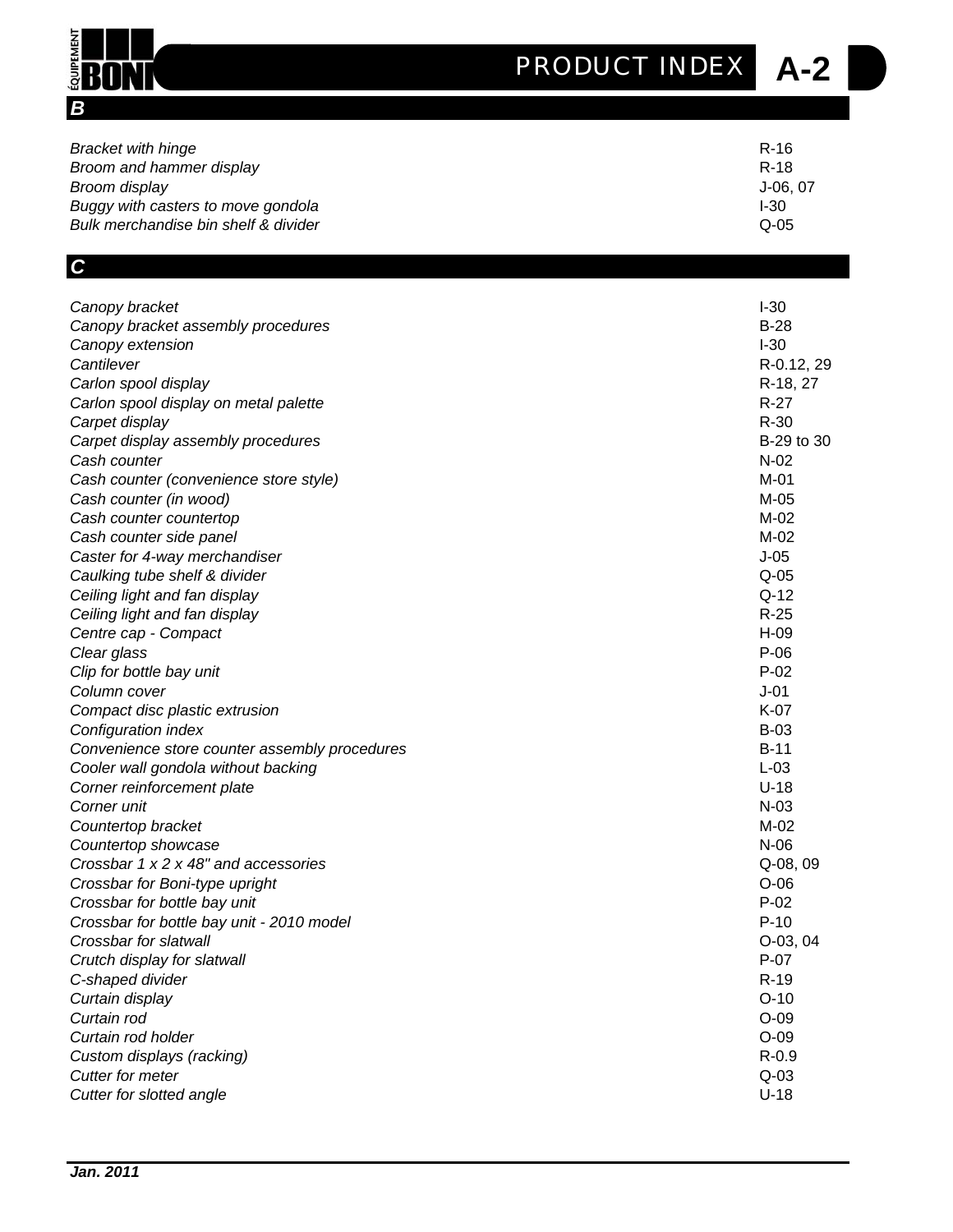## B

| | |
|---|---|
| *Bracket with hinge* | R-16 |
| *Broom and hammer display* | R-18 |
| *Broom display* | J-06, 07 |
| *Buggy with casters to move gondola* | I-30 |
| *Bulk merchandise bin shelf & divider* | Q-05 |

## C

| | |
|---|---|
| *Canopy bracket* | I-30 |
| *Canopy bracket assembly procedures* | B-28 |
| *Canopy extension* | I-30 |
| *Cantilever* | R-0.12, 29 |
| *Carlon spool display* | R-18, 27 |
| *Carlon spool display on metal palette* | R-27 |
| *Carpet display* | R-30 |
| *Carpet display assembly procedures* | B-29 to 30 |
| *Cash counter* | N-02 |
| *Cash counter (convenience store style)* | M-01 |
| *Cash counter (in wood)* | M-05 |
| *Cash counter countertop* | M-02 |
| *Cash counter side panel* | M-02 |
| *Caster for 4-way merchandiser* | J-05 |
| *Caulking tube shelf & divider* | Q-05 |
| *Ceiling light and fan display* | Q-12 |
| *Ceiling light and fan display* | R-25 |
| *Centre cap - Compact* | H-09 |
| *Clear glass* | P-06 |
| *Clip for bottle bay unit* | P-02 |
| *Column cover* | J-01 |
| *Compact disc plastic extrusion* | K-07 |
| *Configuration index* | B-03 |
| *Convenience store counter assembly procedures* | B-11 |
| *Cooler wall gondola without backing* | L-03 |
| *Corner reinforcement plate* | U-18 |
| *Corner unit* | N-03 |
| *Countertop bracket* | M-02 |
| *Countertop showcase* | N-06 |
| *Crossbar 1 x 2 x 48" and accessories* | Q-08, 09 |
| *Crossbar for Boni-type upright* | O-06 |
| *Crossbar for bottle bay unit* | P-02 |
| *Crossbar for bottle bay unit - 2010 model* | P-10 |
| *Crossbar for slatwall* | O-03, 04 |
| *Crutch display for slatwall* | P-07 |
| *C-shaped divider* | R-19 |
| *Curtain display* | O-10 |
| *Curtain rod* | O-09 |
| *Curtain rod holder* | O-09 |
| *Custom displays (racking)* | R-0.9 |
| *Cutter for meter* | Q-03 |
| *Cutter for slotted angle* | U-18 |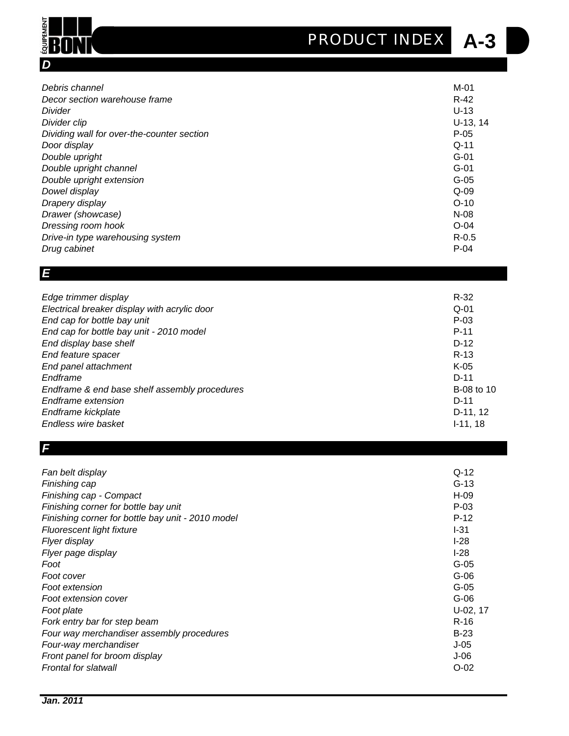# PRODUCT INDEX A-3

## *D*

| | |
|---|---|
| *Debris channel* | M-01 |
| *Decor section warehouse frame* | R-42 |
| *Divider* | U-13 |
| *Divider clip* | U-13, 14 |
| *Dividing wall for over-the-counter section* | P-05 |
| *Door display* | Q-11 |
| *Double upright* | G-01 |
| *Double upright channel* | G-01 |
| *Double upright extension* | G-05 |
| *Dowel display* | Q-09 |
| *Drapery display* | O-10 |
| *Drawer (showcase)* | N-08 |
| *Dressing room hook* | O-04 |
| *Drive-in type warehousing system* | R-0.5 |
| *Drug cabinet* | P-04 |

## *E*

| | |
|---|---|
| *Edge trimmer display* | R-32 |
| *Electrical breaker display with acrylic door* | Q-01 |
| *End cap for bottle bay unit* | P-03 |
| *End cap for bottle bay unit - 2010 model* | P-11 |
| *End display base shelf* | D-12 |
| *End feature spacer* | R-13 |
| *End panel attachment* | K-05 |
| *Endframe* | D-11 |
| *Endframe & end base shelf assembly procedures* | B-08 to 10 |
| *Endframe extension* | D-11 |
| *Endframe kickplate* | D-11, 12 |
| *Endless wire basket* | I-11, 18 |

## *F*

| | |
|---|---|
| *Fan belt display* | Q-12 |
| *Finishing cap* | G-13 |
| *Finishing cap - Compact* | H-09 |
| *Finishing corner for bottle bay unit* | P-03 |
| *Finishing corner for bottle bay unit - 2010 model* | P-12 |
| *Fluorescent light fixture* | I-31 |
| *Flyer display* | I-28 |
| *Flyer page display* | I-28 |
| *Foot* | G-05 |
| *Foot cover* | G-06 |
| *Foot extension* | G-05 |
| *Foot extension cover* | G-06 |
| *Foot plate* | U-02, 17 |
| *Fork entry bar for step beam* | R-16 |
| *Four way merchandiser assembly procedures* | B-23 |
| *Four-way merchandiser* | J-05 |
| *Front panel for broom display* | J-06 |
| *Frontal for slatwall* | O-02 |

***Jan. 2011***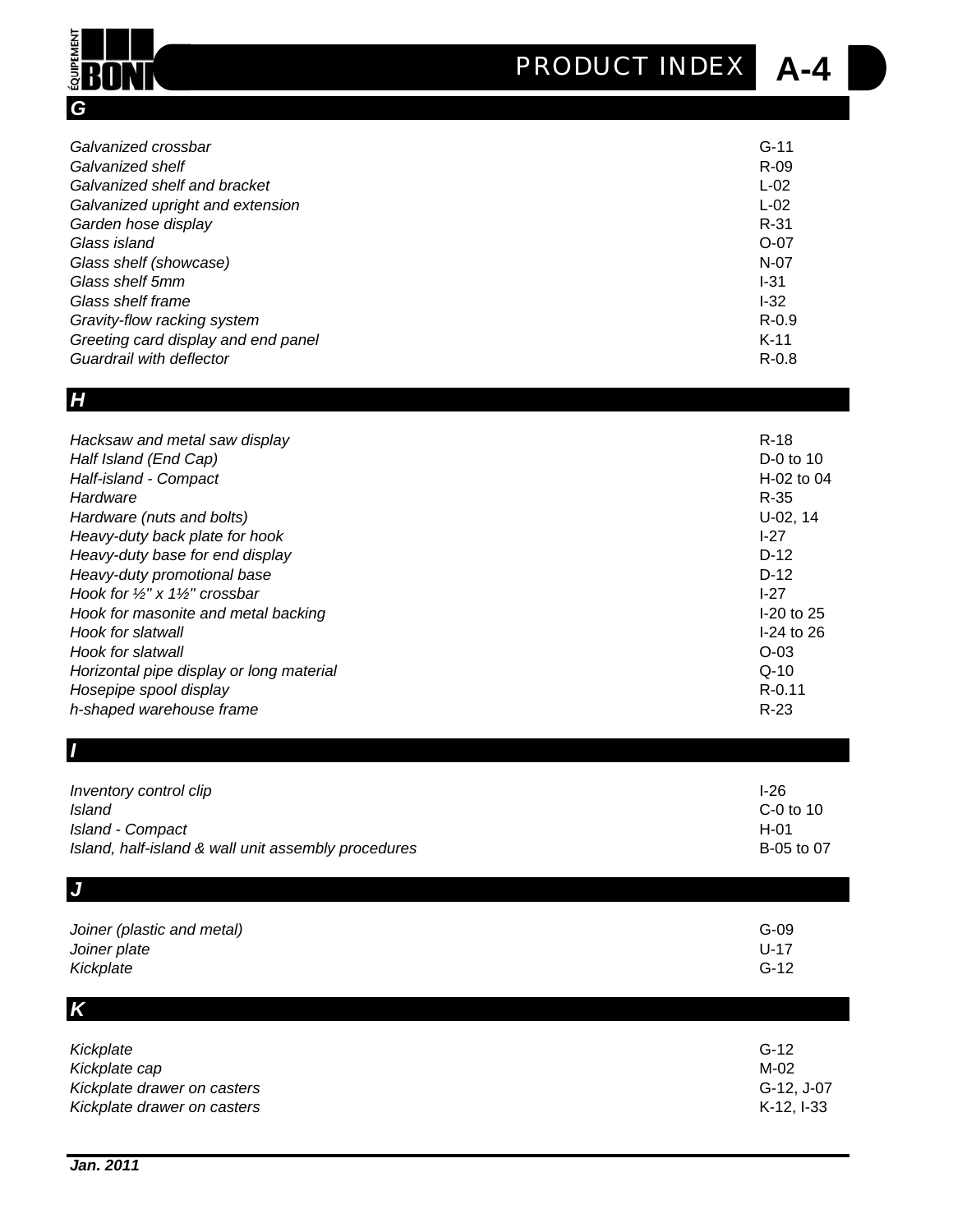# PRODUCT INDEX

## G

| | |
|---|---|
| *Galvanized crossbar* | G-11 |
| *Galvanized shelf* | R-09 |
| *Galvanized shelf and bracket* | L-02 |
| *Galvanized upright and extension* | L-02 |
| *Garden hose display* | R-31 |
| *Glass island* | O-07 |
| *Glass shelf (showcase)* | N-07 |
| *Glass shelf 5mm* | I-31 |
| *Glass shelf frame* | I-32 |
| *Gravity-flow racking system* | R-0.9 |
| *Greeting card display and end panel* | K-11 |
| *Guardrail with deflector* | R-0.8 |

## H

| | |
|---|---|
| *Hacksaw and metal saw display* | R-18 |
| *Half Island (End Cap)* | D-0 to 10 |
| *Half-island - Compact* | H-02 to 04 |
| *Hardware* | R-35 |
| *Hardware (nuts and bolts)* | U-02, 14 |
| *Heavy-duty back plate for hook* | I-27 |
| *Heavy-duty base for end display* | D-12 |
| *Heavy-duty promotional base* | D-12 |
| *Hook for ½" x 1½" crossbar* | I-27 |
| *Hook for masonite and metal backing* | I-20 to 25 |
| *Hook for slatwall* | I-24 to 26 |
| *Hook for slatwall* | O-03 |
| *Horizontal pipe display or long material* | Q-10 |
| *Hosepipe spool display* | R-0.11 |
| *h-shaped warehouse frame* | R-23 |

## I

| | |
|---|---|
| *Inventory control clip* | I-26 |
| *Island* | C-0 to 10 |
| *Island - Compact* | H-01 |
| *Island, half-island & wall unit assembly procedures* | B-05 to 07 |

## J

| | |
|---|---|
| *Joiner (plastic and metal)* | G-09 |
| *Joiner plate* | U-17 |
| *Kickplate* | G-12 |

## K

| | |
|---|---|
| *Kickplate* | G-12 |
| *Kickplate cap* | M-02 |
| *Kickplate drawer on casters* | G-12, J-07 |
| *Kickplate drawer on casters* | K-12, I-33 |

***Jan. 2011***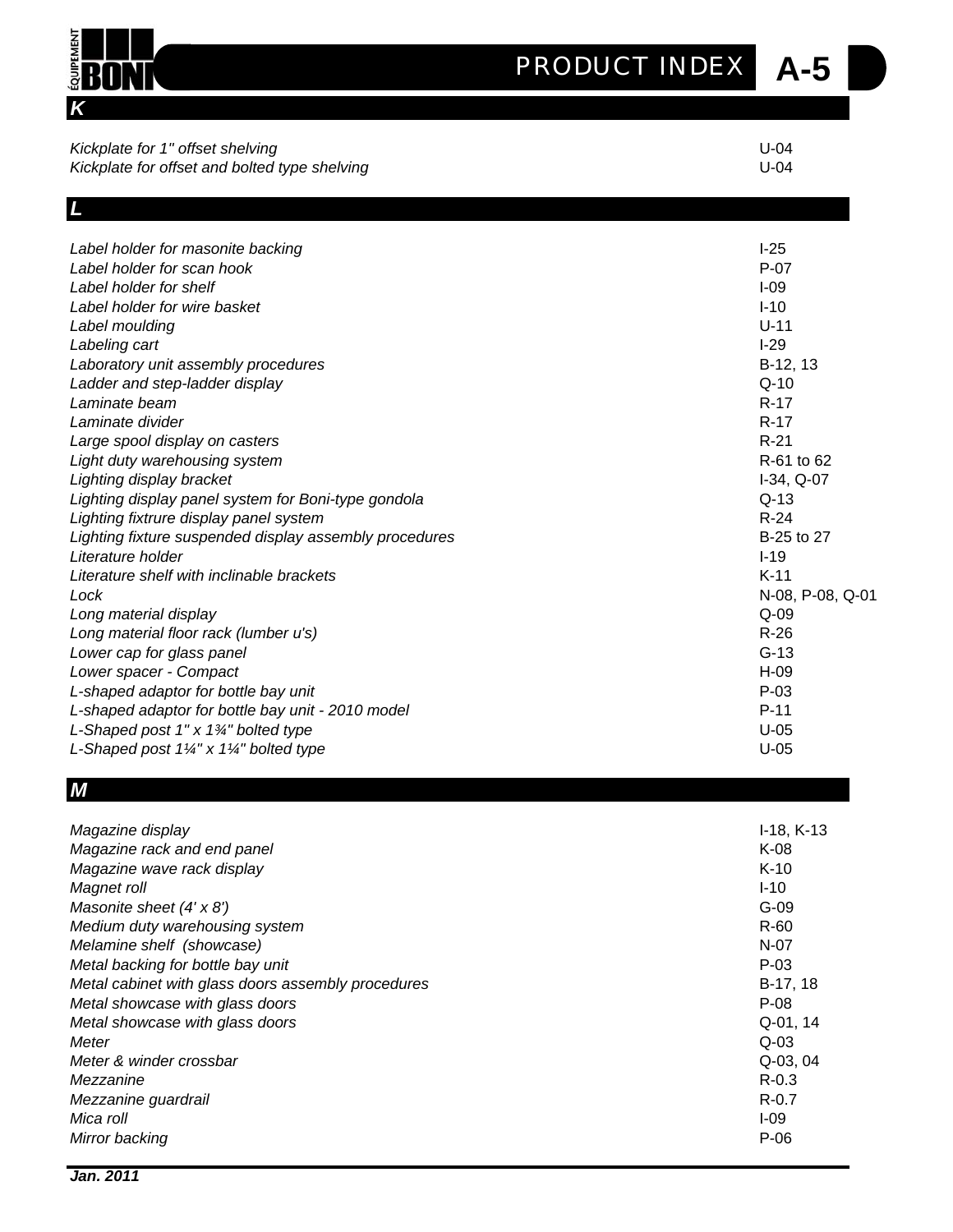## K

| | |
|---|---|
| *Kickplate for 1" offset shelving* | U-04 |
| *Kickplate for offset and bolted type shelving* | U-04 |

## L

| | |
|---|---|
| *Label holder for masonite backing* | I-25 |
| *Label holder for scan hook* | P-07 |
| *Label holder for shelf* | I-09 |
| *Label holder for wire basket* | I-10 |
| *Label moulding* | U-11 |
| *Labeling cart* | I-29 |
| *Laboratory unit assembly procedures* | B-12, 13 |
| *Ladder and step-ladder display* | Q-10 |
| *Laminate beam* | R-17 |
| *Laminate divider* | R-17 |
| *Large spool display on casters* | R-21 |
| *Light duty warehousing system* | R-61 to 62 |
| *Lighting display bracket* | I-34, Q-07 |
| *Lighting display panel system for Boni-type gondola* | Q-13 |
| *Lighting fixtrure display panel system* | R-24 |
| *Lighting fixture suspended display assembly procedures* | B-25 to 27 |
| *Literature holder* | I-19 |
| *Literature shelf with inclinable brackets* | K-11 |
| *Lock* | N-08, P-08, Q-01 |
| *Long material display* | Q-09 |
| *Long material floor rack (lumber u's)* | R-26 |
| *Lower cap for glass panel* | G-13 |
| *Lower spacer - Compact* | H-09 |
| *L-shaped adaptor for bottle bay unit* | P-03 |
| *L-shaped adaptor for bottle bay unit - 2010 model* | P-11 |
| *L-Shaped post 1" x 1¾" bolted type* | U-05 |
| *L-Shaped post 1¼" x 1¼" bolted type* | U-05 |

## M

| | |
|---|---|
| *Magazine display* | I-18, K-13 |
| *Magazine rack and end panel* | K-08 |
| *Magazine wave rack display* | K-10 |
| *Magnet roll* | I-10 |
| *Masonite sheet (4' x 8')* | G-09 |
| *Medium duty warehousing system* | R-60 |
| *Melamine shelf (showcase)* | N-07 |
| *Metal backing for bottle bay unit* | P-03 |
| *Metal cabinet with glass doors assembly procedures* | B-17, 18 |
| *Metal showcase with glass doors* | P-08 |
| *Metal showcase with glass doors* | Q-01, 14 |
| *Meter* | Q-03 |
| *Meter & winder crossbar* | Q-03, 04 |
| *Mezzanine* | R-0.3 |
| *Mezzanine guardrail* | R-0.7 |
| *Mica roll* | I-09 |
| *Mirror backing* | P-06 |

**Jan. 2011**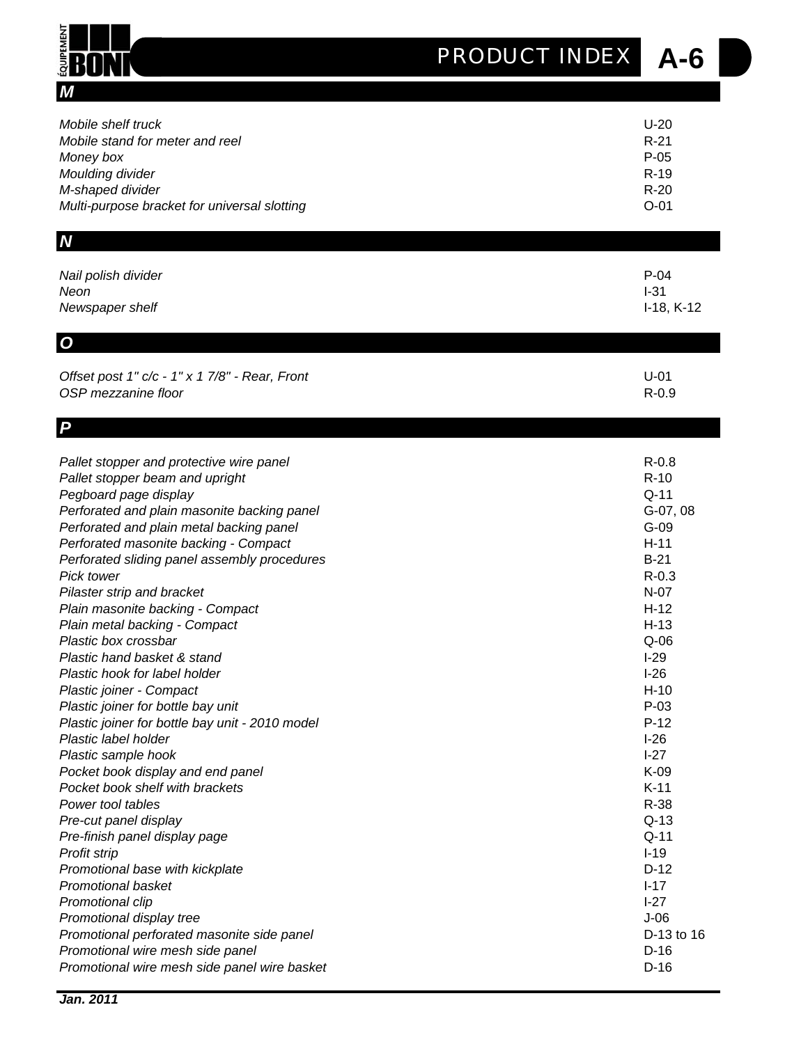## M

| | |
|---|---|
| *Mobile shelf truck* | U-20 |
| *Mobile stand for meter and reel* | R-21 |
| *Money box* | P-05 |
| *Moulding divider* | R-19 |
| *M-shaped divider* | R-20 |
| *Multi-purpose bracket for universal slotting* | O-01 |

## N

| | |
|---|---|
| *Nail polish divider* | P-04 |
| *Neon* | I-31 |
| *Newspaper shelf* | I-18, K-12 |

## O

| | |
|---|---|
| *Offset post 1" c/c - 1" x 1 7/8" - Rear, Front* | U-01 |
| *OSP mezzanine floor* | R-0.9 |

## P

| | |
|---|---|
| *Pallet stopper and protective wire panel* | R-0.8 |
| *Pallet stopper beam and upright* | R-10 |
| *Pegboard page display* | Q-11 |
| *Perforated and plain masonite backing panel* | G-07, 08 |
| *Perforated and plain metal backing panel* | G-09 |
| *Perforated masonite backing - Compact* | H-11 |
| *Perforated sliding panel assembly procedures* | B-21 |
| *Pick tower* | R-0.3 |
| *Pilaster strip and bracket* | N-07 |
| *Plain masonite backing - Compact* | H-12 |
| *Plain metal backing - Compact* | H-13 |
| *Plastic box crossbar* | Q-06 |
| *Plastic hand basket & stand* | I-29 |
| *Plastic hook for label holder* | I-26 |
| *Plastic joiner - Compact* | H-10 |
| *Plastic joiner for bottle bay unit* | P-03 |
| *Plastic joiner for bottle bay unit - 2010 model* | P-12 |
| *Plastic label holder* | I-26 |
| *Plastic sample hook* | I-27 |
| *Pocket book display and end panel* | K-09 |
| *Pocket book shelf with brackets* | K-11 |
| *Power tool tables* | R-38 |
| *Pre-cut panel display* | Q-13 |
| *Pre-finish panel display page* | Q-11 |
| *Profit strip* | I-19 |
| *Promotional base with kickplate* | D-12 |
| *Promotional basket* | I-17 |
| *Promotional clip* | I-27 |
| *Promotional display tree* | J-06 |
| *Promotional perforated masonite side panel* | D-13 to 16 |
| *Promotional wire mesh side panel* | D-16 |
| *Promotional wire mesh side panel wire basket* | D-16 |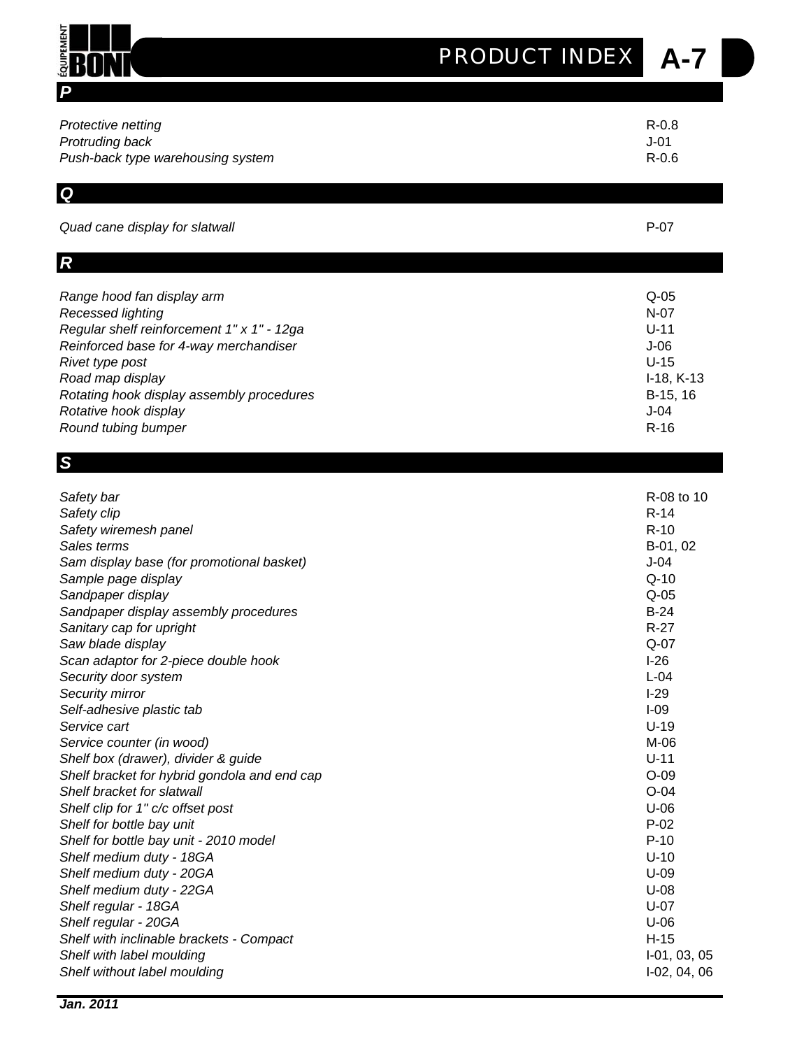## P

| | |
|---|---|
| *Protective netting* | R-0.8 |
| *Protruding back* | J-01 |
| *Push-back type warehousing system* | R-0.6 |

## Q

| | |
|---|---|
| *Quad cane display for slatwall* | P-07 |

## R

| | |
|---|---|
| *Range hood fan display arm* | Q-05 |
| *Recessed lighting* | N-07 |
| *Regular shelf reinforcement 1" x 1" - 12ga* | U-11 |
| *Reinforced base for 4-way merchandiser* | J-06 |
| *Rivet type post* | U-15 |
| *Road map display* | I-18, K-13 |
| *Rotating hook display assembly procedures* | B-15, 16 |
| *Rotative hook display* | J-04 |
| *Round tubing bumper* | R-16 |

## S

| | |
|---|---|
| *Safety bar* | R-08 to 10 |
| *Safety clip* | R-14 |
| *Safety wiremesh panel* | R-10 |
| *Sales terms* | B-01, 02 |
| *Sam display base (for promotional basket)* | J-04 |
| *Sample page display* | Q-10 |
| *Sandpaper display* | Q-05 |
| *Sandpaper display assembly procedures* | B-24 |
| *Sanitary cap for upright* | R-27 |
| *Saw blade display* | Q-07 |
| *Scan adaptor for 2-piece double hook* | I-26 |
| *Security door system* | L-04 |
| *Security mirror* | I-29 |
| *Self-adhesive plastic tab* | I-09 |
| *Service cart* | U-19 |
| *Service counter (in wood)* | M-06 |
| *Shelf box (drawer), divider & guide* | U-11 |
| *Shelf bracket for hybrid gondola and end cap* | O-09 |
| *Shelf bracket for slatwall* | O-04 |
| *Shelf clip for 1" c/c offset post* | U-06 |
| *Shelf for bottle bay unit* | P-02 |
| *Shelf for bottle bay unit - 2010 model* | P-10 |
| *Shelf medium duty - 18GA* | U-10 |
| *Shelf medium duty - 20GA* | U-09 |
| *Shelf medium duty - 22GA* | U-08 |
| *Shelf regular - 18GA* | U-07 |
| *Shelf regular - 20GA* | U-06 |
| *Shelf with inclinable brackets - Compact* | H-15 |
| *Shelf with label moulding* | I-01, 03, 05 |
| *Shelf without label moulding* | I-02, 04, 06 |

***Jan. 2011***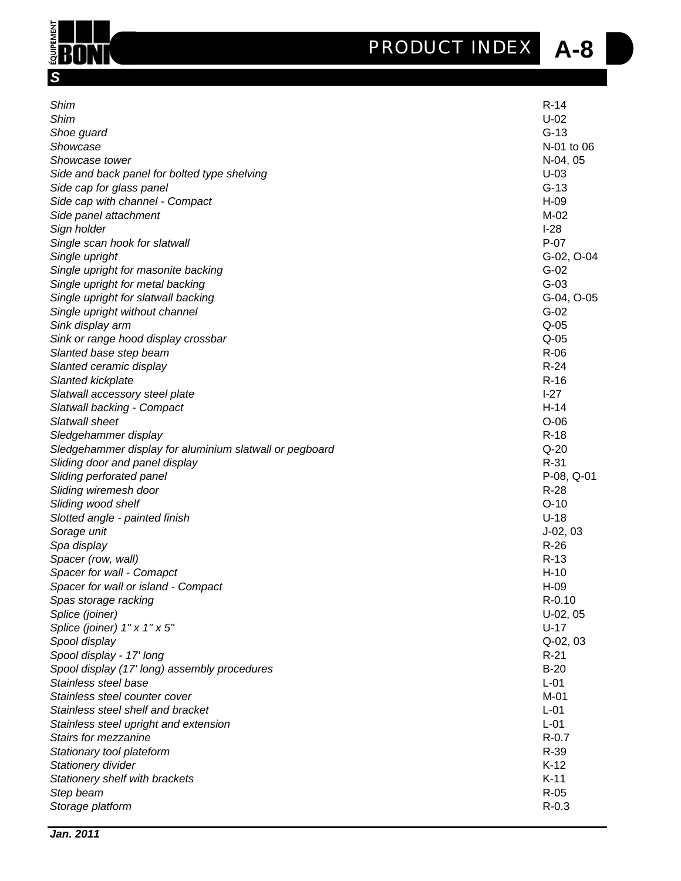## *S*

| | |
|---|---|
| *Shim* | R-14 |
| *Shim* | U-02 |
| *Shoe guard* | G-13 |
| *Showcase* | N-01 to 06 |
| *Showcase tower* | N-04, 05 |
| *Side and back panel for bolted type shelving* | U-03 |
| *Side cap for glass panel* | G-13 |
| *Side cap with channel - Compact* | H-09 |
| *Side panel attachment* | M-02 |
| *Sign holder* | I-28 |
| *Single scan hook for slatwall* | P-07 |
| *Single upright* | G-02, O-04 |
| *Single upright for masonite backing* | G-02 |
| *Single upright for metal backing* | G-03 |
| *Single upright for slatwall backing* | G-04, O-05 |
| *Single upright without channel* | G-02 |
| *Sink display arm* | Q-05 |
| *Sink or range hood display crossbar* | Q-05 |
| *Slanted base step beam* | R-06 |
| *Slanted ceramic display* | R-24 |
| *Slanted kickplate* | R-16 |
| *Slatwall accessory steel plate* | I-27 |
| *Slatwall backing - Compact* | H-14 |
| *Slatwall sheet* | O-06 |
| *Sledgehammer display* | R-18 |
| *Sledgehammer display for aluminium slatwall or pegboard* | Q-20 |
| *Sliding door and panel display* | R-31 |
| *Sliding perforated panel* | P-08, Q-01 |
| *Sliding wiremesh door* | R-28 |
| *Sliding wood shelf* | O-10 |
| *Slotted angle - painted finish* | U-18 |
| *Sorage unit* | J-02, 03 |
| *Spa display* | R-26 |
| *Spacer (row, wall)* | R-13 |
| *Spacer for wall - Comapct* | H-10 |
| *Spacer for wall or island - Compact* | H-09 |
| *Spas storage racking* | R-0.10 |
| *Splice (joiner)* | U-02, 05 |
| *Splice (joiner) 1" x 1" x 5"* | U-17 |
| *Spool display* | Q-02, 03 |
| *Spool display - 17' long* | R-21 |
| *Spool display (17' long) assembly procedures* | B-20 |
| *Stainless steel base* | L-01 |
| *Stainless steel counter cover* | M-01 |
| *Stainless steel shelf and bracket* | L-01 |
| *Stainless steel upright and extension* | L-01 |
| *Stairs for mezzanine* | R-0.7 |
| *Stationary tool plateform* | R-39 |
| *Stationery divider* | K-12 |
| *Stationery shelf with brackets* | K-11 |
| *Step beam* | R-05 |
| *Storage platform* | R-0.3 |

***Jan. 2011***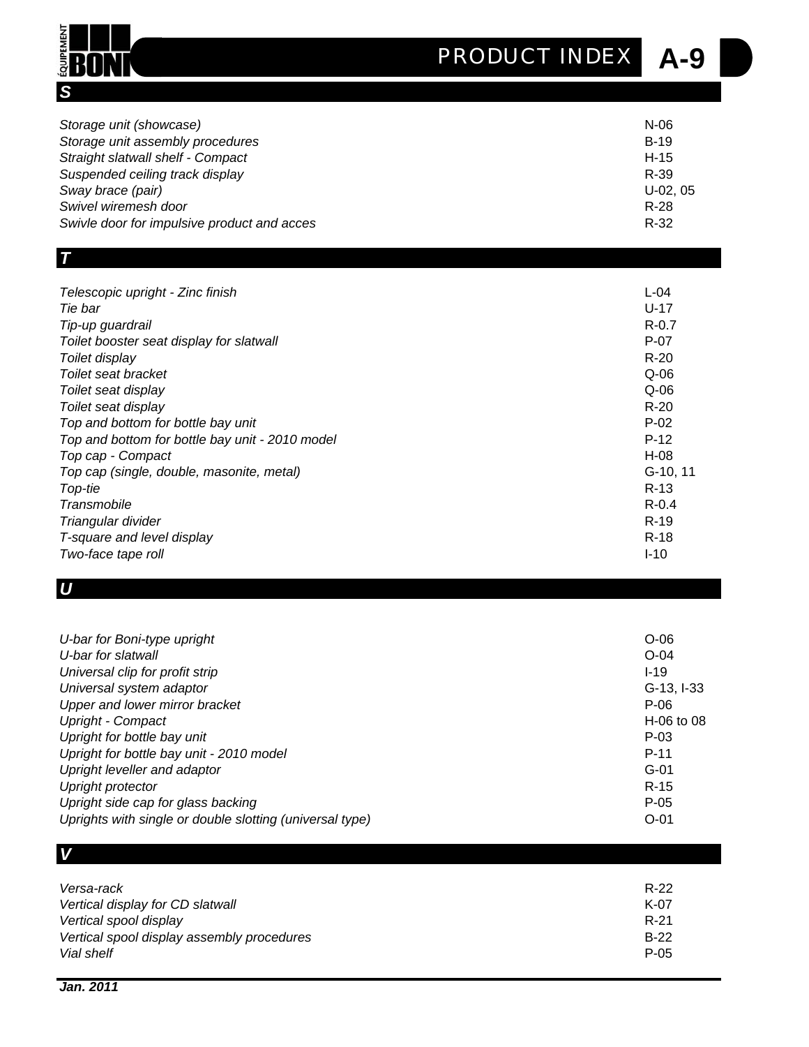## S

| | |
|---|---|
| *Storage unit (showcase)* | N-06 |
| *Storage unit assembly procedures* | B-19 |
| *Straight slatwall shelf - Compact* | H-15 |
| *Suspended ceiling track display* | R-39 |
| *Sway brace (pair)* | U-02, 05 |
| *Swivel wiremesh door* | R-28 |
| *Swivle door for impulsive product and acces* | R-32 |

## T

| | |
|---|---|
| *Telescopic upright - Zinc finish* | L-04 |
| *Tie bar* | U-17 |
| *Tip-up guardrail* | R-0.7 |
| *Toilet booster seat display for slatwall* | P-07 |
| *Toilet display* | R-20 |
| *Toilet seat bracket* | Q-06 |
| *Toilet seat display* | Q-06 |
| *Toilet seat display* | R-20 |
| *Top and bottom for bottle bay unit* | P-02 |
| *Top and bottom for bottle bay unit - 2010 model* | P-12 |
| *Top cap - Compact* | H-08 |
| *Top cap (single, double, masonite, metal)* | G-10, 11 |
| *Top-tie* | R-13 |
| *Transmobile* | R-0.4 |
| *Triangular divider* | R-19 |
| *T-square and level display* | R-18 |
| *Two-face tape roll* | I-10 |

## U

| | |
|---|---|
| *U-bar for Boni-type upright* | O-06 |
| *U-bar for slatwall* | O-04 |
| *Universal clip for profit strip* | I-19 |
| *Universal system adaptor* | G-13, I-33 |
| *Upper and lower mirror bracket* | P-06 |
| *Upright - Compact* | H-06 to 08 |
| *Upright for bottle bay unit* | P-03 |
| *Upright for bottle bay unit - 2010 model* | P-11 |
| *Upright leveller and adaptor* | G-01 |
| *Upright protector* | R-15 |
| *Upright side cap for glass backing* | P-05 |
| *Uprights with single or double slotting (universal type)* | O-01 |

## V

| | |
|---|---|
| *Versa-rack* | R-22 |
| *Vertical display for CD slatwall* | K-07 |
| *Vertical spool display* | R-21 |
| *Vertical spool display assembly procedures* | B-22 |
| *Vial shelf* | P-05 |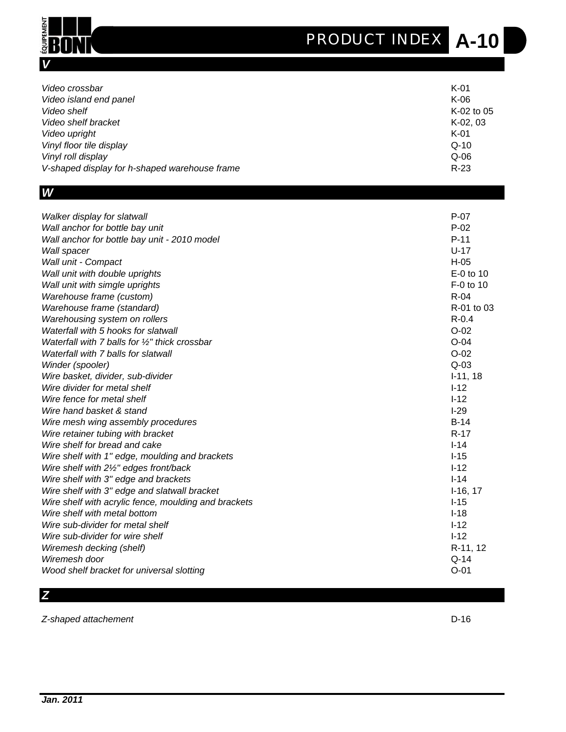## *V*

| | |
|---|---|
| *Video crossbar* | K-01 |
| *Video island end panel* | K-06 |
| *Video shelf* | K-02 to 05 |
| *Video shelf bracket* | K-02, 03 |
| *Video upright* | K-01 |
| *Vinyl floor tile display* | Q-10 |
| *Vinyl roll display* | Q-06 |
| *V-shaped display for h-shaped warehouse frame* | R-23 |

## *W*

| | |
|---|---|
| *Walker display for slatwall* | P-07 |
| *Wall anchor for bottle bay unit* | P-02 |
| *Wall anchor for bottle bay unit - 2010 model* | P-11 |
| *Wall spacer* | U-17 |
| *Wall unit - Compact* | H-05 |
| *Wall unit with double uprights* | E-0 to 10 |
| *Wall unit with simgle uprights* | F-0 to 10 |
| *Warehouse frame (custom)* | R-04 |
| *Warehouse frame (standard)* | R-01 to 03 |
| *Warehousing system on rollers* | R-0.4 |
| *Waterfall with 5 hooks for slatwall* | O-02 |
| *Waterfall with 7 balls for ½" thick crossbar* | O-04 |
| *Waterfall with 7 balls for slatwall* | O-02 |
| *Winder (spooler)* | Q-03 |
| *Wire basket, divider, sub-divider* | I-11, 18 |
| *Wire divider for metal shelf* | I-12 |
| *Wire fence for metal shelf* | I-12 |
| *Wire hand basket & stand* | I-29 |
| *Wire mesh wing assembly procedures* | B-14 |
| *Wire retainer tubing with bracket* | R-17 |
| *Wire shelf for bread and cake* | I-14 |
| *Wire shelf with 1" edge, moulding and brackets* | I-15 |
| *Wire shelf with 2½" edges front/back* | I-12 |
| *Wire shelf with 3" edge and brackets* | I-14 |
| *Wire shelf with 3" edge and slatwall bracket* | I-16, 17 |
| *Wire shelf with acrylic fence, moulding and brackets* | I-15 |
| *Wire shelf with metal bottom* | I-18 |
| *Wire sub-divider for metal shelf* | I-12 |
| *Wire sub-divider for wire shelf* | I-12 |
| *Wiremesh decking (shelf)* | R-11, 12 |
| *Wiremesh door* | Q-14 |
| *Wood shelf bracket for universal slotting* | O-01 |

## *Z*

| | |
|---|---|
| *Z-shaped attachement* | D-16 |

***Jan. 2011***